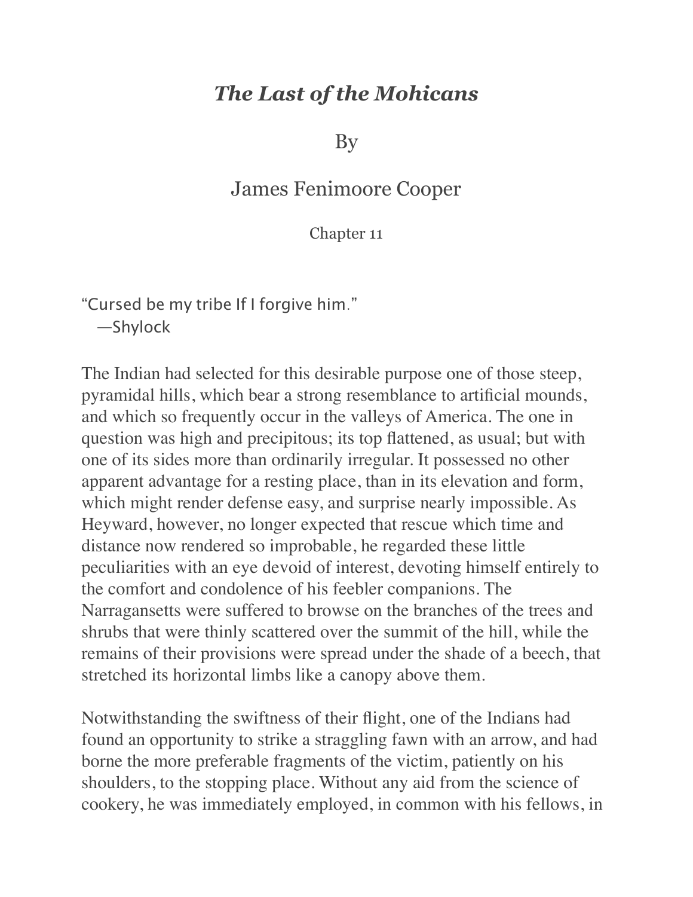# *The Last of the Mohicans*

By

James Fenimoore Cooper

Chapter 11

"Cursed be my tribe If I forgive him."
—Shylock

The Indian had selected for this desirable purpose one of those steep, pyramidal hills, which bear a strong resemblance to artificial mounds, and which so frequently occur in the valleys of America. The one in question was high and precipitous; its top flattened, as usual; but with one of its sides more than ordinarily irregular. It possessed no other apparent advantage for a resting place, than in its elevation and form, which might render defense easy, and surprise nearly impossible. As Heyward, however, no longer expected that rescue which time and distance now rendered so improbable, he regarded these little peculiarities with an eye devoid of interest, devoting himself entirely to the comfort and condolence of his feebler companions. The Narragansetts were suffered to browse on the branches of the trees and shrubs that were thinly scattered over the summit of the hill, while the remains of their provisions were spread under the shade of a beech, that stretched its horizontal limbs like a canopy above them.

Notwithstanding the swiftness of their flight, one of the Indians had found an opportunity to strike a straggling fawn with an arrow, and had borne the more preferable fragments of the victim, patiently on his shoulders, to the stopping place. Without any aid from the science of cookery, he was immediately employed, in common with his fellows, in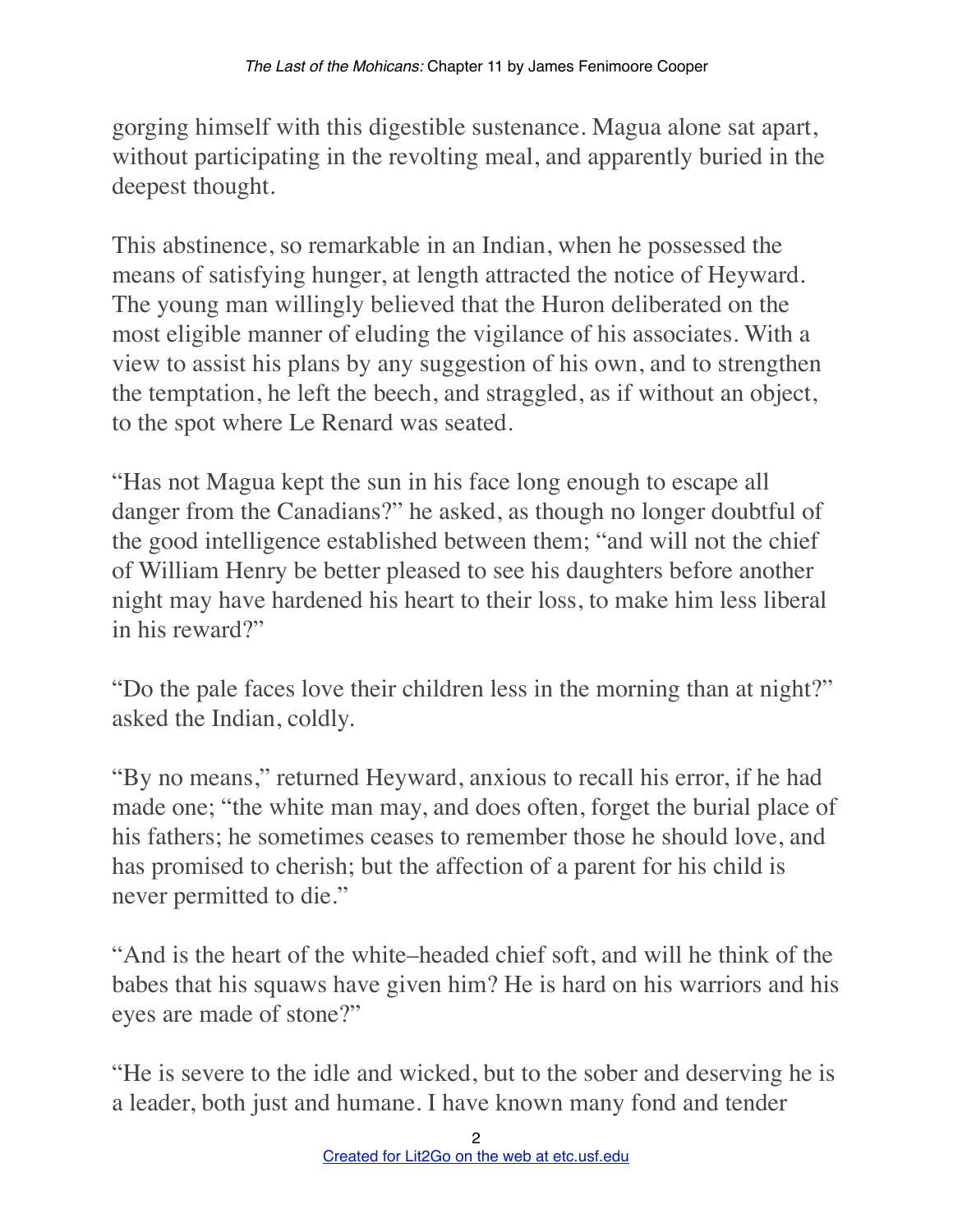gorging himself with this digestible sustenance. Magua alone sat apart, without participating in the revolting meal, and apparently buried in the deepest thought.

This abstinence, so remarkable in an Indian, when he possessed the means of satisfying hunger, at length attracted the notice of Heyward. The young man willingly believed that the Huron deliberated on the most eligible manner of eluding the vigilance of his associates. With a view to assist his plans by any suggestion of his own, and to strengthen the temptation, he left the beech, and straggled, as if without an object, to the spot where Le Renard was seated.

“Has not Magua kept the sun in his face long enough to escape all danger from the Canadians?” he asked, as though no longer doubtful of the good intelligence established between them; “and will not the chief of William Henry be better pleased to see his daughters before another night may have hardened his heart to their loss, to make him less liberal in his reward?”

“Do the pale faces love their children less in the morning than at night?” asked the Indian, coldly.

“By no means,” returned Heyward, anxious to recall his error, if he had made one; “the white man may, and does often, forget the burial place of his fathers; he sometimes ceases to remember those he should love, and has promised to cherish; but the affection of a parent for his child is never permitted to die.”

“And is the heart of the white–headed chief soft, and will he think of the babes that his squaws have given him? He is hard on his warriors and his eyes are made of stone?”

“He is severe to the idle and wicked, but to the sober and deserving he is a leader, both just and humane. I have known many fond and tender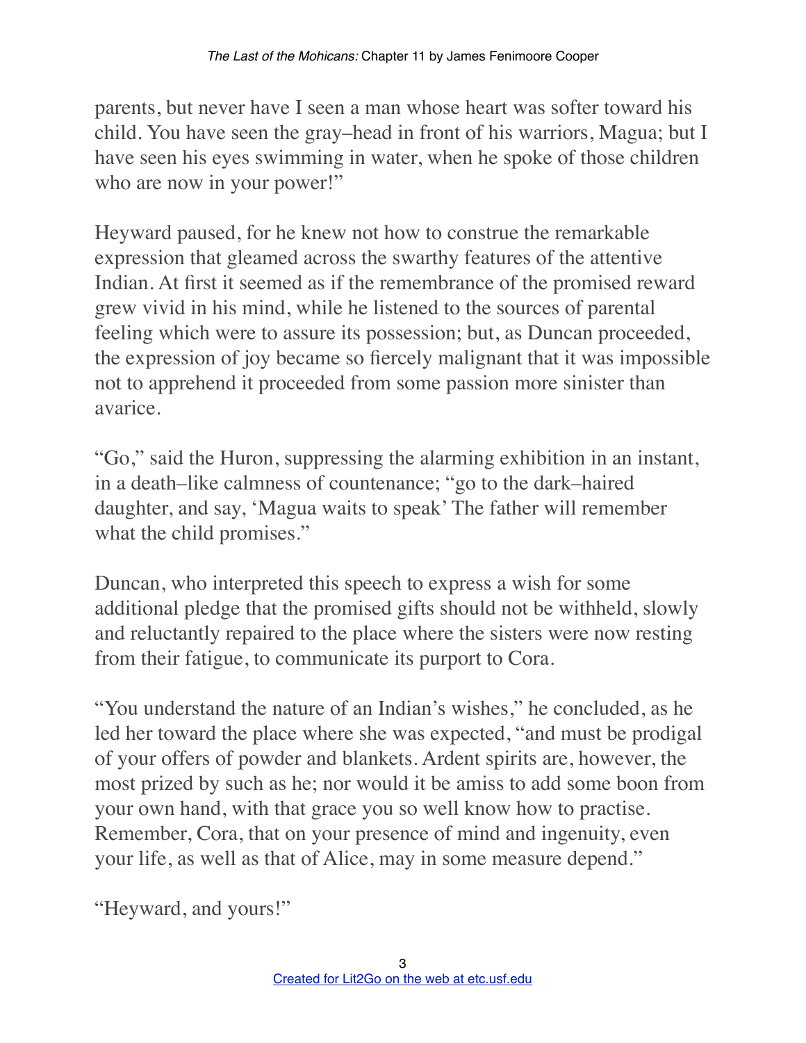parents, but never have I seen a man whose heart was softer toward his child. You have seen the gray–head in front of his warriors, Magua; but I have seen his eyes swimming in water, when he spoke of those children who are now in your power!"

Heyward paused, for he knew not how to construe the remarkable expression that gleamed across the swarthy features of the attentive Indian. At first it seemed as if the remembrance of the promised reward grew vivid in his mind, while he listened to the sources of parental feeling which were to assure its possession; but, as Duncan proceeded, the expression of joy became so fiercely malignant that it was impossible not to apprehend it proceeded from some passion more sinister than avarice.

"Go," said the Huron, suppressing the alarming exhibition in an instant, in a death–like calmness of countenance; "go to the dark–haired daughter, and say, 'Magua waits to speak' The father will remember what the child promises."

Duncan, who interpreted this speech to express a wish for some additional pledge that the promised gifts should not be withheld, slowly and reluctantly repaired to the place where the sisters were now resting from their fatigue, to communicate its purport to Cora.

"You understand the nature of an Indian's wishes," he concluded, as he led her toward the place where she was expected, "and must be prodigal of your offers of powder and blankets. Ardent spirits are, however, the most prized by such as he; nor would it be amiss to add some boon from your own hand, with that grace you so well know how to practise. Remember, Cora, that on your presence of mind and ingenuity, even your life, as well as that of Alice, may in some measure depend."

"Heyward, and yours!"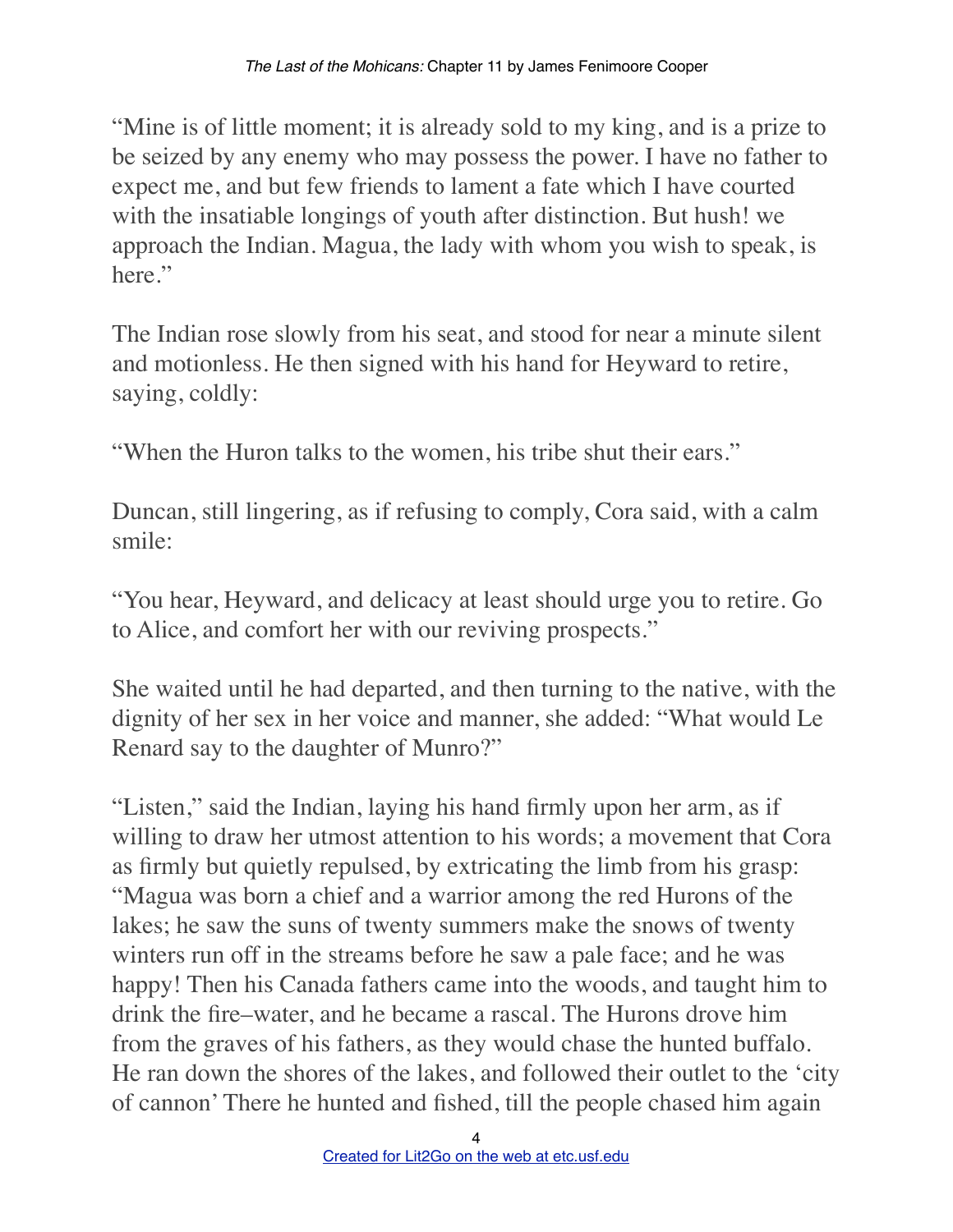"Mine is of little moment; it is already sold to my king, and is a prize to be seized by any enemy who may possess the power. I have no father to expect me, and but few friends to lament a fate which I have courted with the insatiable longings of youth after distinction. But hush! we approach the Indian. Magua, the lady with whom you wish to speak, is here."

The Indian rose slowly from his seat, and stood for near a minute silent and motionless. He then signed with his hand for Heyward to retire, saying, coldly:

"When the Huron talks to the women, his tribe shut their ears."

Duncan, still lingering, as if refusing to comply, Cora said, with a calm smile:

"You hear, Heyward, and delicacy at least should urge you to retire. Go to Alice, and comfort her with our reviving prospects."

She waited until he had departed, and then turning to the native, with the dignity of her sex in her voice and manner, she added: "What would Le Renard say to the daughter of Munro?"

"Listen," said the Indian, laying his hand firmly upon her arm, as if willing to draw her utmost attention to his words; a movement that Cora as firmly but quietly repulsed, by extricating the limb from his grasp: "Magua was born a chief and a warrior among the red Hurons of the lakes; he saw the suns of twenty summers make the snows of twenty winters run off in the streams before he saw a pale face; and he was happy! Then his Canada fathers came into the woods, and taught him to drink the fire–water, and he became a rascal. The Hurons drove him from the graves of his fathers, as they would chase the hunted buffalo. He ran down the shores of the lakes, and followed their outlet to the 'city of cannon' There he hunted and fished, till the people chased him again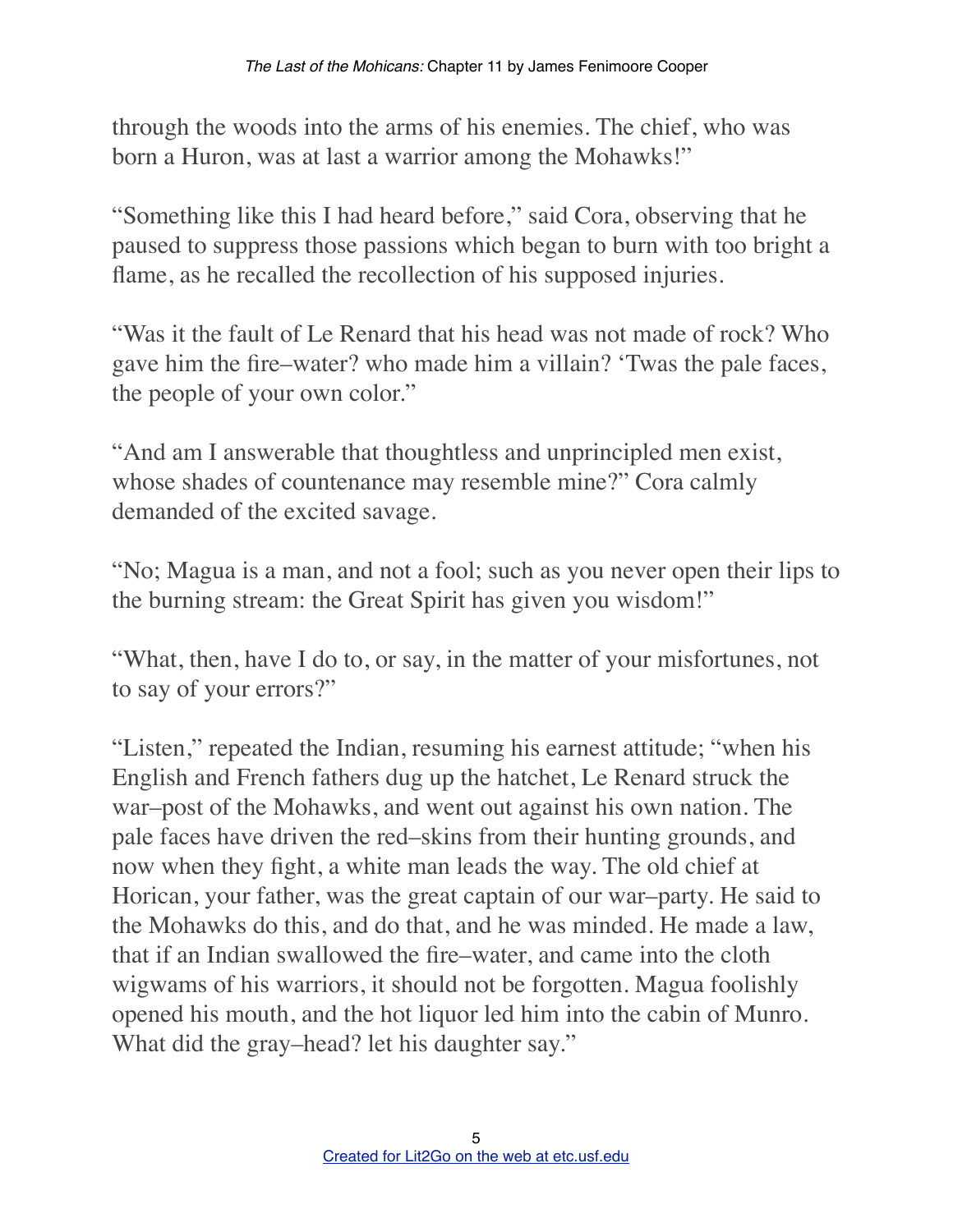through the woods into the arms of his enemies. The chief, who was born a Huron, was at last a warrior among the Mohawks!"

"Something like this I had heard before," said Cora, observing that he paused to suppress those passions which began to burn with too bright a flame, as he recalled the recollection of his supposed injuries.

"Was it the fault of Le Renard that his head was not made of rock? Who gave him the fire–water? who made him a villain? 'Twas the pale faces, the people of your own color."

"And am I answerable that thoughtless and unprincipled men exist, whose shades of countenance may resemble mine?" Cora calmly demanded of the excited savage.

"No; Magua is a man, and not a fool; such as you never open their lips to the burning stream: the Great Spirit has given you wisdom!"

"What, then, have I do to, or say, in the matter of your misfortunes, not to say of your errors?"

"Listen," repeated the Indian, resuming his earnest attitude; "when his English and French fathers dug up the hatchet, Le Renard struck the war–post of the Mohawks, and went out against his own nation. The pale faces have driven the red–skins from their hunting grounds, and now when they fight, a white man leads the way. The old chief at Horican, your father, was the great captain of our war–party. He said to the Mohawks do this, and do that, and he was minded. He made a law, that if an Indian swallowed the fire–water, and came into the cloth wigwams of his warriors, it should not be forgotten. Magua foolishly opened his mouth, and the hot liquor led him into the cabin of Munro. What did the gray–head? let his daughter say."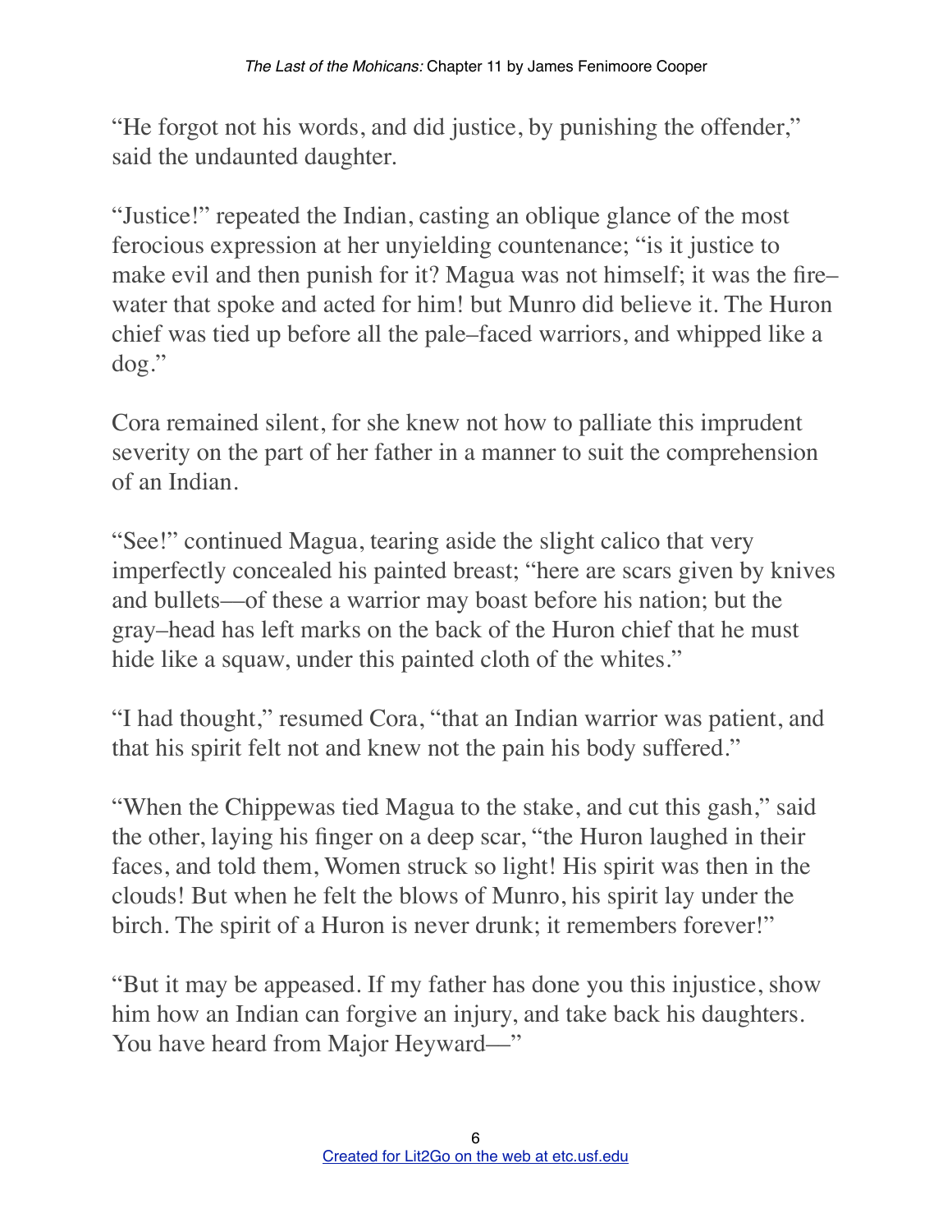"He forgot not his words, and did justice, by punishing the offender," said the undaunted daughter.

"Justice!" repeated the Indian, casting an oblique glance of the most ferocious expression at her unyielding countenance; "is it justice to make evil and then punish for it? Magua was not himself; it was the fire–water that spoke and acted for him! but Munro did believe it. The Huron chief was tied up before all the pale–faced warriors, and whipped like a dog."

Cora remained silent, for she knew not how to palliate this imprudent severity on the part of her father in a manner to suit the comprehension of an Indian.

"See!" continued Magua, tearing aside the slight calico that very imperfectly concealed his painted breast; "here are scars given by knives and bullets—of these a warrior may boast before his nation; but the gray–head has left marks on the back of the Huron chief that he must hide like a squaw, under this painted cloth of the whites."

"I had thought," resumed Cora, "that an Indian warrior was patient, and that his spirit felt not and knew not the pain his body suffered."

"When the Chippewas tied Magua to the stake, and cut this gash," said the other, laying his finger on a deep scar, "the Huron laughed in their faces, and told them, Women struck so light! His spirit was then in the clouds! But when he felt the blows of Munro, his spirit lay under the birch. The spirit of a Huron is never drunk; it remembers forever!"

"But it may be appeased. If my father has done you this injustice, show him how an Indian can forgive an injury, and take back his daughters. You have heard from Major Heyward—"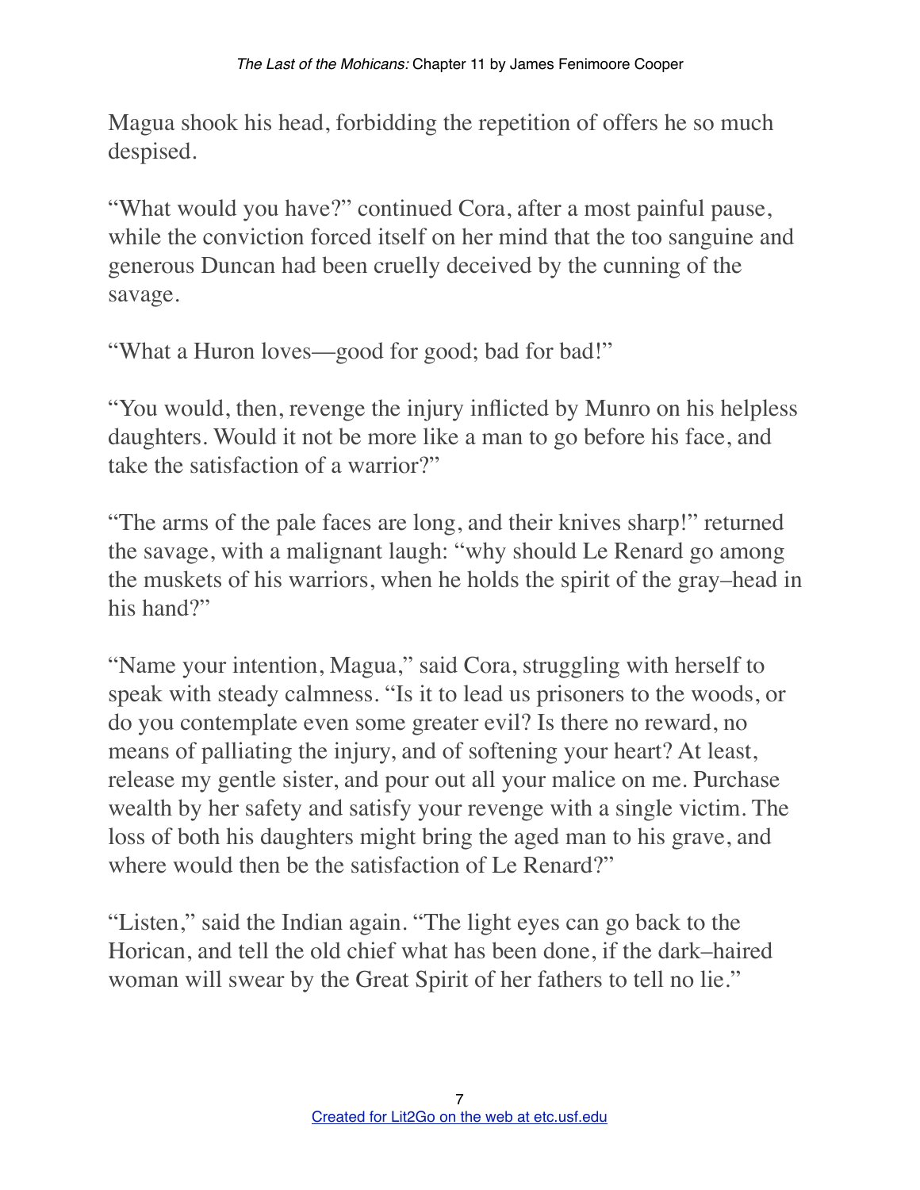Magua shook his head, forbidding the repetition of offers he so much despised.

"What would you have?" continued Cora, after a most painful pause, while the conviction forced itself on her mind that the too sanguine and generous Duncan had been cruelly deceived by the cunning of the savage.

"What a Huron loves—good for good; bad for bad!"

"You would, then, revenge the injury inflicted by Munro on his helpless daughters. Would it not be more like a man to go before his face, and take the satisfaction of a warrior?"

"The arms of the pale faces are long, and their knives sharp!" returned the savage, with a malignant laugh: "why should Le Renard go among the muskets of his warriors, when he holds the spirit of the gray–head in his hand?"

"Name your intention, Magua," said Cora, struggling with herself to speak with steady calmness. "Is it to lead us prisoners to the woods, or do you contemplate even some greater evil? Is there no reward, no means of palliating the injury, and of softening your heart? At least, release my gentle sister, and pour out all your malice on me. Purchase wealth by her safety and satisfy your revenge with a single victim. The loss of both his daughters might bring the aged man to his grave, and where would then be the satisfaction of Le Renard?"

"Listen," said the Indian again. "The light eyes can go back to the Horican, and tell the old chief what has been done, if the dark–haired woman will swear by the Great Spirit of her fathers to tell no lie."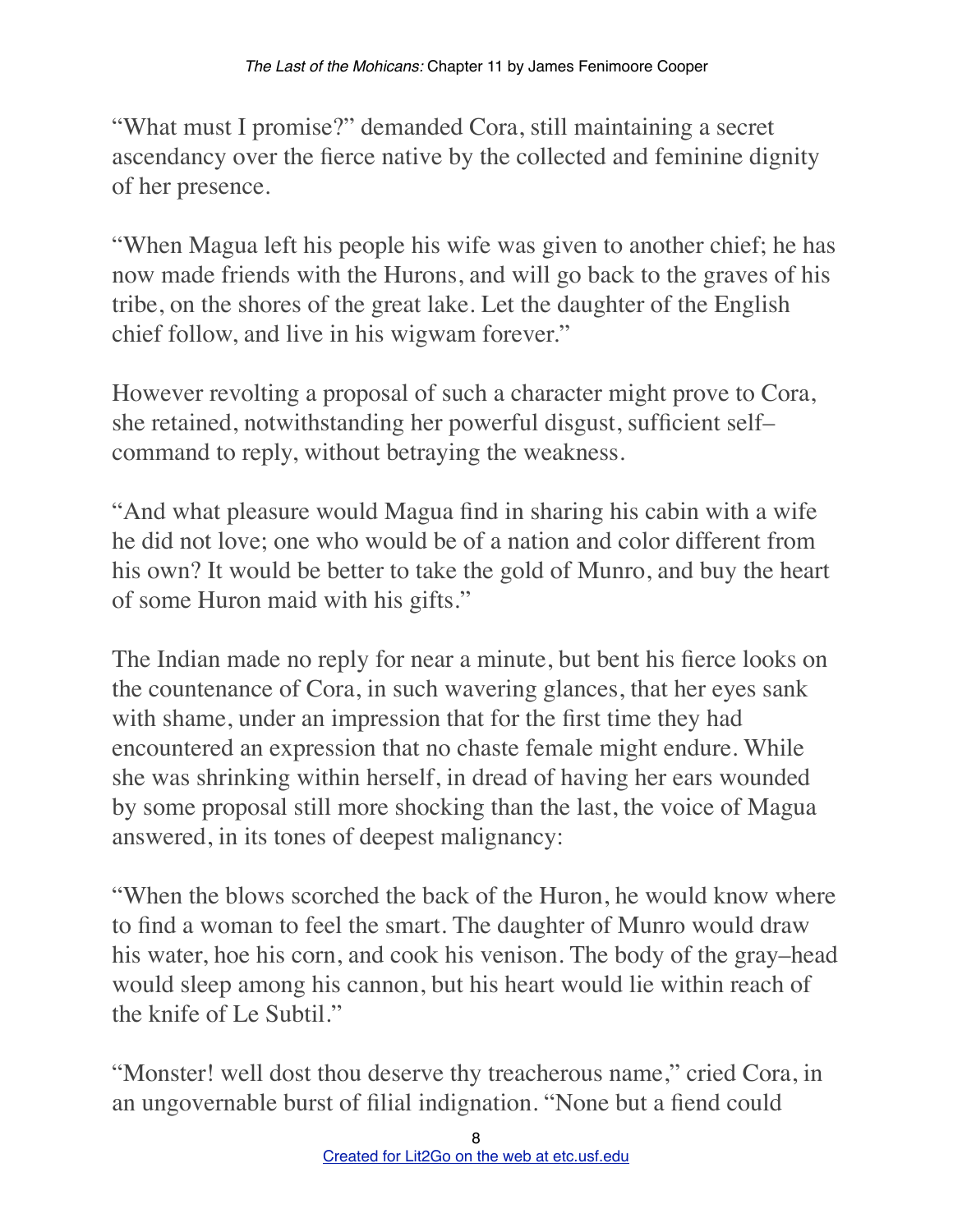"What must I promise?" demanded Cora, still maintaining a secret ascendancy over the fierce native by the collected and feminine dignity of her presence.

"When Magua left his people his wife was given to another chief; he has now made friends with the Hurons, and will go back to the graves of his tribe, on the shores of the great lake. Let the daughter of the English chief follow, and live in his wigwam forever."

However revolting a proposal of such a character might prove to Cora, she retained, notwithstanding her powerful disgust, sufficient self–command to reply, without betraying the weakness.

"And what pleasure would Magua find in sharing his cabin with a wife he did not love; one who would be of a nation and color different from his own? It would be better to take the gold of Munro, and buy the heart of some Huron maid with his gifts."

The Indian made no reply for near a minute, but bent his fierce looks on the countenance of Cora, in such wavering glances, that her eyes sank with shame, under an impression that for the first time they had encountered an expression that no chaste female might endure. While she was shrinking within herself, in dread of having her ears wounded by some proposal still more shocking than the last, the voice of Magua answered, in its tones of deepest malignancy:

"When the blows scorched the back of the Huron, he would know where to find a woman to feel the smart. The daughter of Munro would draw his water, hoe his corn, and cook his venison. The body of the gray–head would sleep among his cannon, but his heart would lie within reach of the knife of Le Subtil."

"Monster! well dost thou deserve thy treacherous name," cried Cora, in an ungovernable burst of filial indignation. "None but a fiend could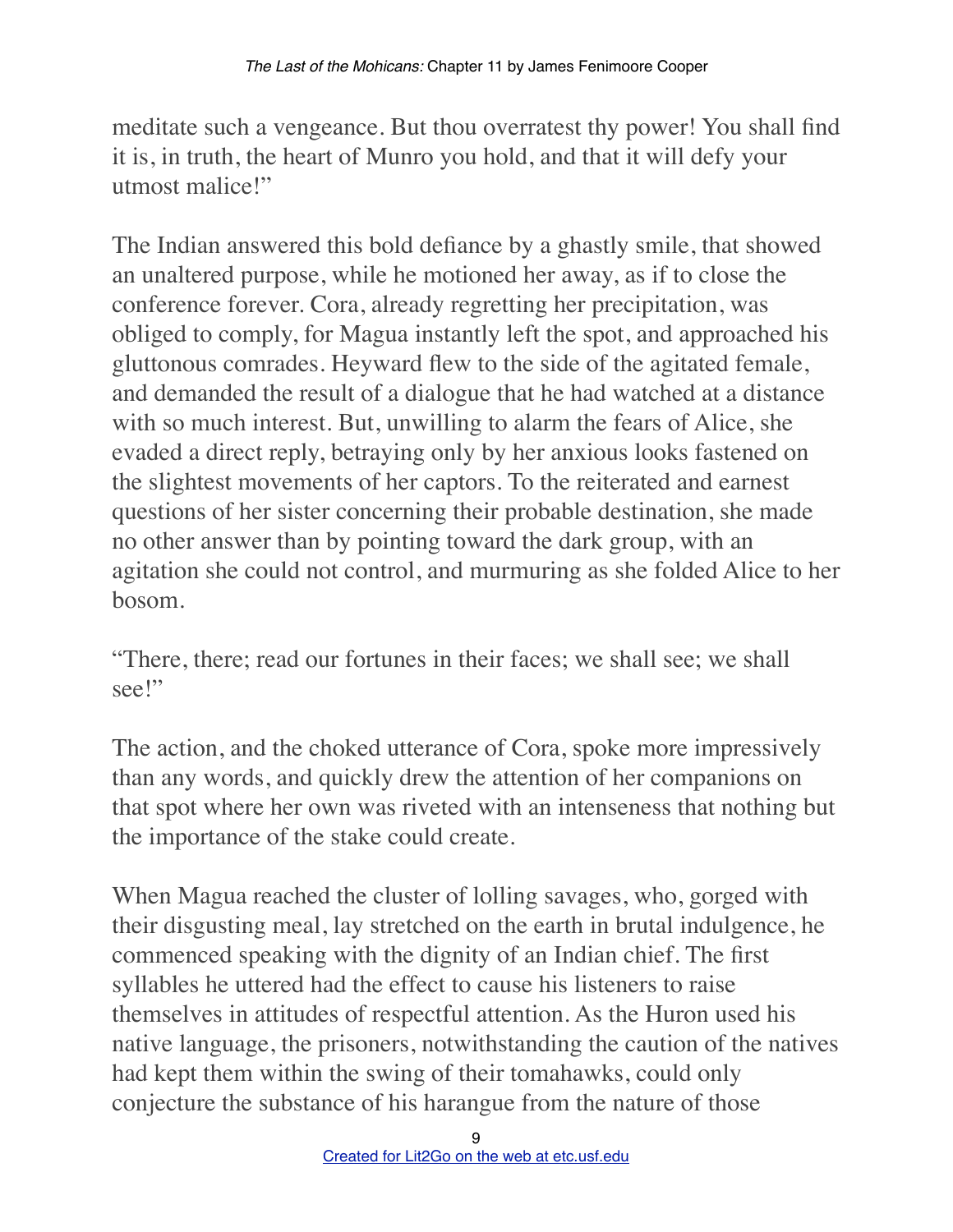meditate such a vengeance. But thou overratest thy power! You shall find it is, in truth, the heart of Munro you hold, and that it will defy your utmost malice!"

The Indian answered this bold defiance by a ghastly smile, that showed an unaltered purpose, while he motioned her away, as if to close the conference forever. Cora, already regretting her precipitation, was obliged to comply, for Magua instantly left the spot, and approached his gluttonous comrades. Heyward flew to the side of the agitated female, and demanded the result of a dialogue that he had watched at a distance with so much interest. But, unwilling to alarm the fears of Alice, she evaded a direct reply, betraying only by her anxious looks fastened on the slightest movements of her captors. To the reiterated and earnest questions of her sister concerning their probable destination, she made no other answer than by pointing toward the dark group, with an agitation she could not control, and murmuring as she folded Alice to her bosom.

"There, there; read our fortunes in their faces; we shall see; we shall see!"

The action, and the choked utterance of Cora, spoke more impressively than any words, and quickly drew the attention of her companions on that spot where her own was riveted with an intenseness that nothing but the importance of the stake could create.

When Magua reached the cluster of lolling savages, who, gorged with their disgusting meal, lay stretched on the earth in brutal indulgence, he commenced speaking with the dignity of an Indian chief. The first syllables he uttered had the effect to cause his listeners to raise themselves in attitudes of respectful attention. As the Huron used his native language, the prisoners, notwithstanding the caution of the natives had kept them within the swing of their tomahawks, could only conjecture the substance of his harangue from the nature of those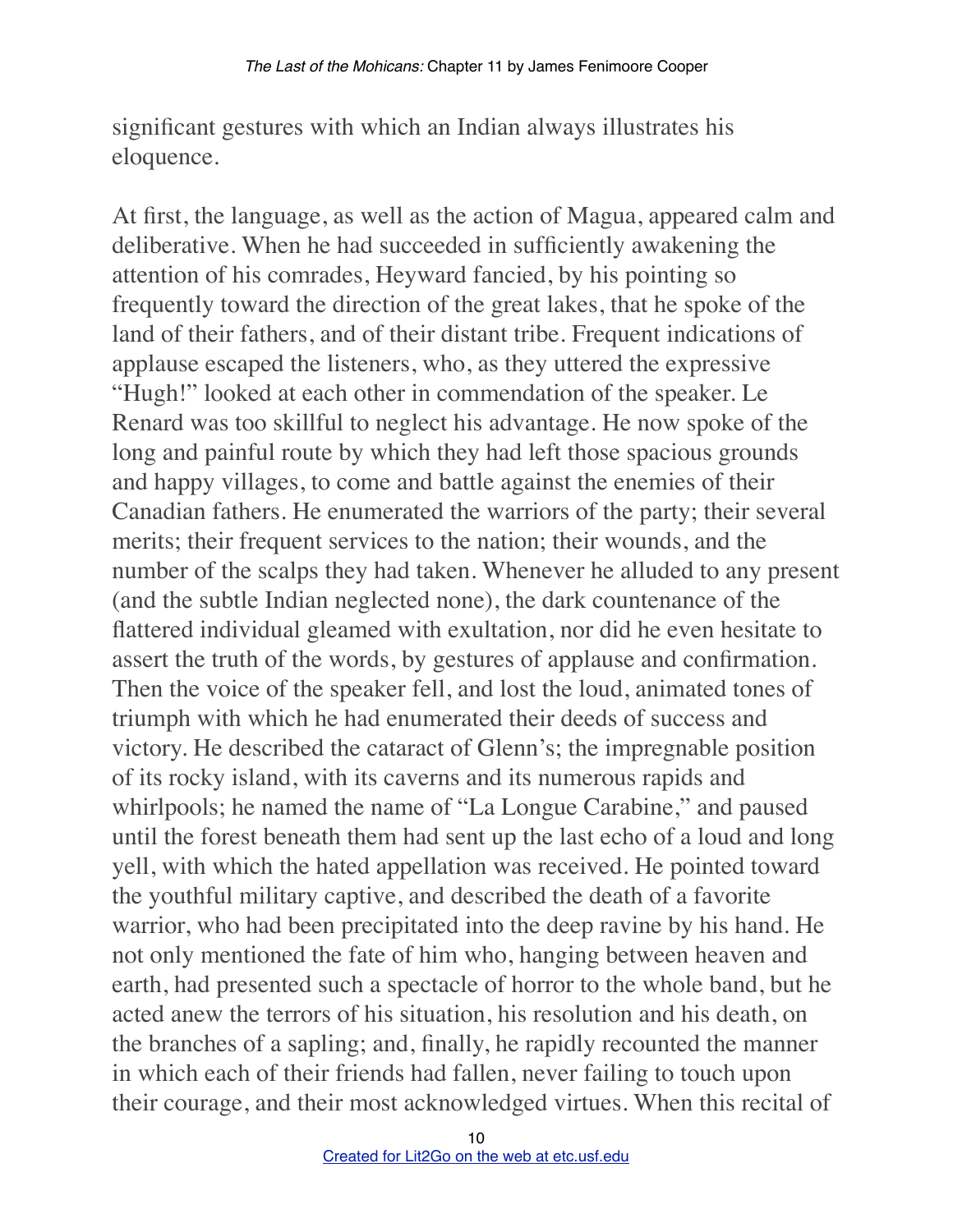significant gestures with which an Indian always illustrates his eloquence.

At first, the language, as well as the action of Magua, appeared calm and deliberative. When he had succeeded in sufficiently awakening the attention of his comrades, Heyward fancied, by his pointing so frequently toward the direction of the great lakes, that he spoke of the land of their fathers, and of their distant tribe. Frequent indications of applause escaped the listeners, who, as they uttered the expressive "Hugh!" looked at each other in commendation of the speaker. Le Renard was too skillful to neglect his advantage. He now spoke of the long and painful route by which they had left those spacious grounds and happy villages, to come and battle against the enemies of their Canadian fathers. He enumerated the warriors of the party; their several merits; their frequent services to the nation; their wounds, and the number of the scalps they had taken. Whenever he alluded to any present (and the subtle Indian neglected none), the dark countenance of the flattered individual gleamed with exultation, nor did he even hesitate to assert the truth of the words, by gestures of applause and confirmation. Then the voice of the speaker fell, and lost the loud, animated tones of triumph with which he had enumerated their deeds of success and victory. He described the cataract of Glenn's; the impregnable position of its rocky island, with its caverns and its numerous rapids and whirlpools; he named the name of "La Longue Carabine," and paused until the forest beneath them had sent up the last echo of a loud and long yell, with which the hated appellation was received. He pointed toward the youthful military captive, and described the death of a favorite warrior, who had been precipitated into the deep ravine by his hand. He not only mentioned the fate of him who, hanging between heaven and earth, had presented such a spectacle of horror to the whole band, but he acted anew the terrors of his situation, his resolution and his death, on the branches of a sapling; and, finally, he rapidly recounted the manner in which each of their friends had fallen, never failing to touch upon their courage, and their most acknowledged virtues. When this recital of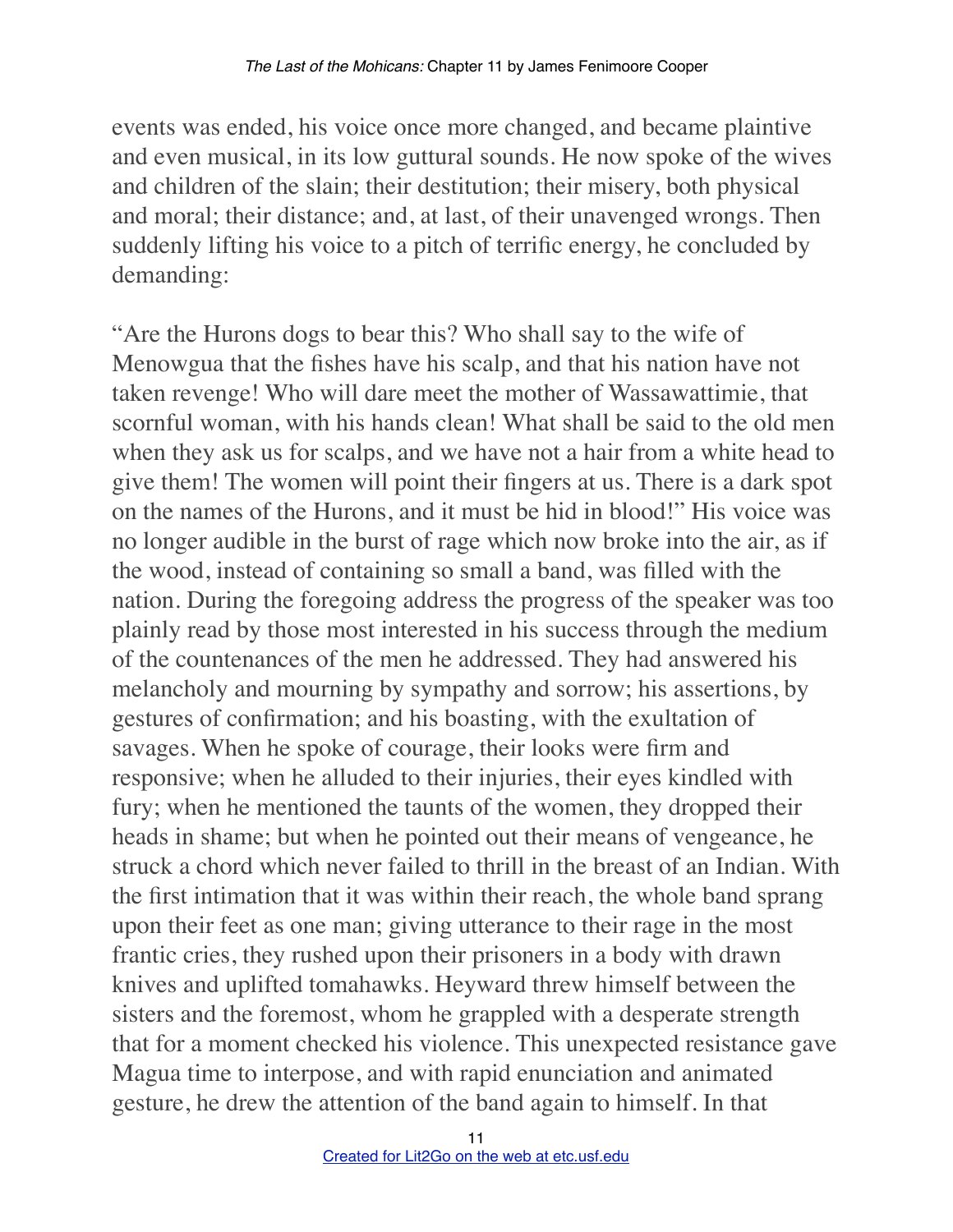events was ended, his voice once more changed, and became plaintive and even musical, in its low guttural sounds. He now spoke of the wives and children of the slain; their destitution; their misery, both physical and moral; their distance; and, at last, of their unavenged wrongs. Then suddenly lifting his voice to a pitch of terrific energy, he concluded by demanding:

"Are the Hurons dogs to bear this? Who shall say to the wife of Menowgua that the fishes have his scalp, and that his nation have not taken revenge! Who will dare meet the mother of Wassawattimie, that scornful woman, with his hands clean! What shall be said to the old men when they ask us for scalps, and we have not a hair from a white head to give them! The women will point their fingers at us. There is a dark spot on the names of the Hurons, and it must be hid in blood!" His voice was no longer audible in the burst of rage which now broke into the air, as if the wood, instead of containing so small a band, was filled with the nation. During the foregoing address the progress of the speaker was too plainly read by those most interested in his success through the medium of the countenances of the men he addressed. They had answered his melancholy and mourning by sympathy and sorrow; his assertions, by gestures of confirmation; and his boasting, with the exultation of savages. When he spoke of courage, their looks were firm and responsive; when he alluded to their injuries, their eyes kindled with fury; when he mentioned the taunts of the women, they dropped their heads in shame; but when he pointed out their means of vengeance, he struck a chord which never failed to thrill in the breast of an Indian. With the first intimation that it was within their reach, the whole band sprang upon their feet as one man; giving utterance to their rage in the most frantic cries, they rushed upon their prisoners in a body with drawn knives and uplifted tomahawks. Heyward threw himself between the sisters and the foremost, whom he grappled with a desperate strength that for a moment checked his violence. This unexpected resistance gave Magua time to interpose, and with rapid enunciation and animated gesture, he drew the attention of the band again to himself. In that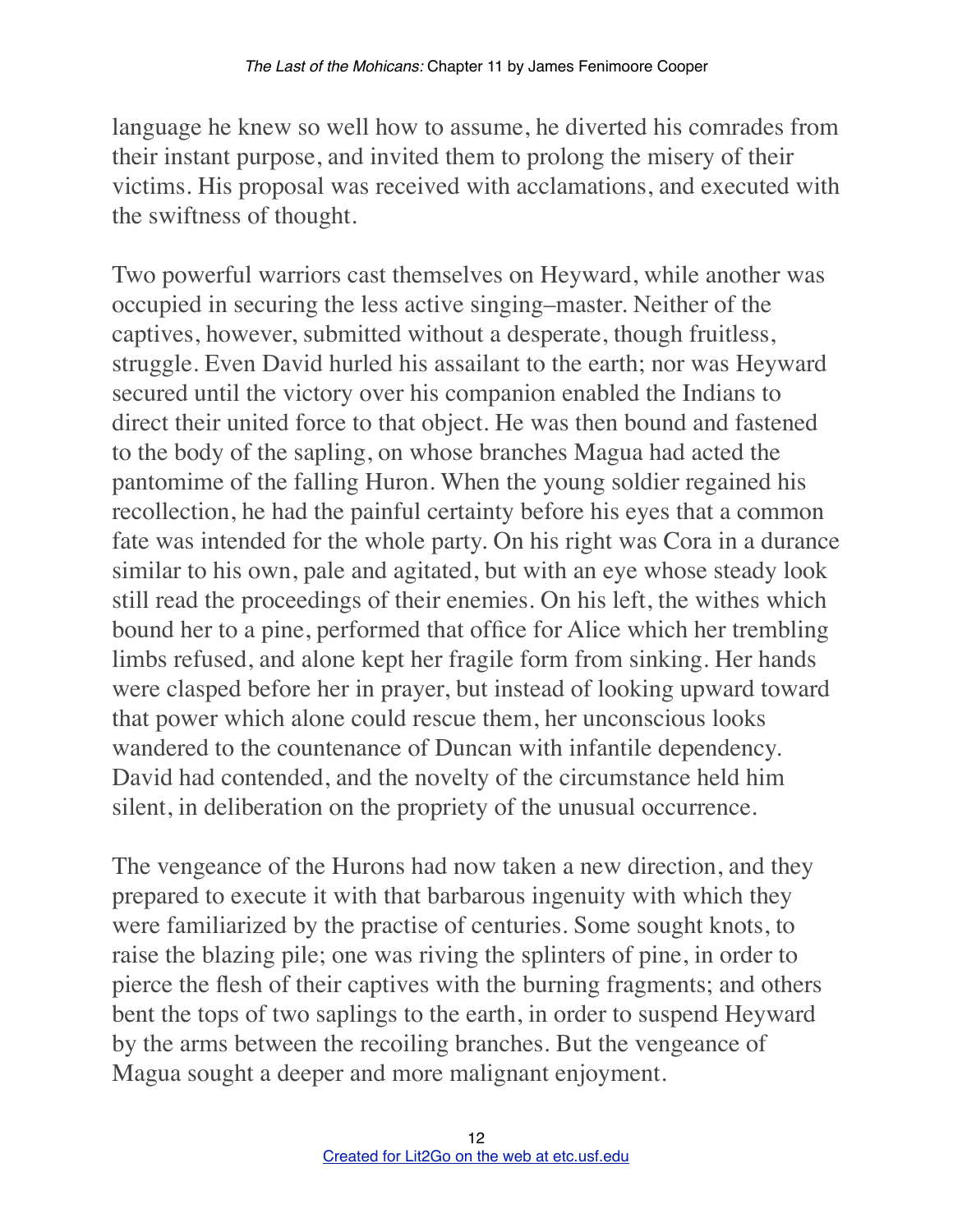language he knew so well how to assume, he diverted his comrades from their instant purpose, and invited them to prolong the misery of their victims. His proposal was received with acclamations, and executed with the swiftness of thought.

Two powerful warriors cast themselves on Heyward, while another was occupied in securing the less active singing–master. Neither of the captives, however, submitted without a desperate, though fruitless, struggle. Even David hurled his assailant to the earth; nor was Heyward secured until the victory over his companion enabled the Indians to direct their united force to that object. He was then bound and fastened to the body of the sapling, on whose branches Magua had acted the pantomime of the falling Huron. When the young soldier regained his recollection, he had the painful certainty before his eyes that a common fate was intended for the whole party. On his right was Cora in a durance similar to his own, pale and agitated, but with an eye whose steady look still read the proceedings of their enemies. On his left, the withes which bound her to a pine, performed that office for Alice which her trembling limbs refused, and alone kept her fragile form from sinking. Her hands were clasped before her in prayer, but instead of looking upward toward that power which alone could rescue them, her unconscious looks wandered to the countenance of Duncan with infantile dependency. David had contended, and the novelty of the circumstance held him silent, in deliberation on the propriety of the unusual occurrence.

The vengeance of the Hurons had now taken a new direction, and they prepared to execute it with that barbarous ingenuity with which they were familiarized by the practise of centuries. Some sought knots, to raise the blazing pile; one was riving the splinters of pine, in order to pierce the flesh of their captives with the burning fragments; and others bent the tops of two saplings to the earth, in order to suspend Heyward by the arms between the recoiling branches. But the vengeance of Magua sought a deeper and more malignant enjoyment.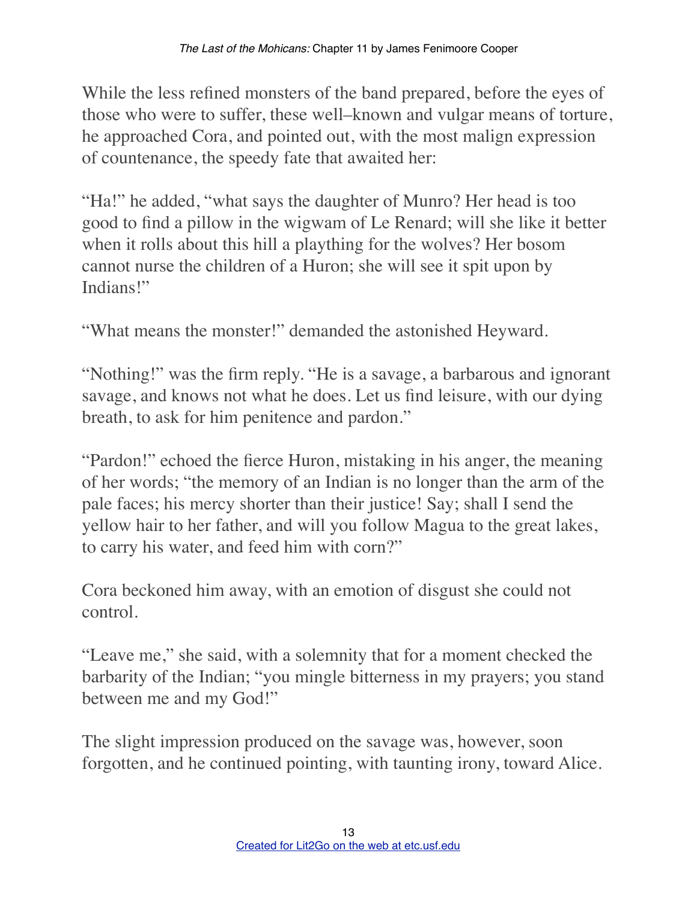While the less refined monsters of the band prepared, before the eyes of those who were to suffer, these well–known and vulgar means of torture, he approached Cora, and pointed out, with the most malign expression of countenance, the speedy fate that awaited her:

"Ha!" he added, "what says the daughter of Munro? Her head is too good to find a pillow in the wigwam of Le Renard; will she like it better when it rolls about this hill a plaything for the wolves? Her bosom cannot nurse the children of a Huron; she will see it spit upon by Indians!"

"What means the monster!" demanded the astonished Heyward.

"Nothing!" was the firm reply. "He is a savage, a barbarous and ignorant savage, and knows not what he does. Let us find leisure, with our dying breath, to ask for him penitence and pardon."

"Pardon!" echoed the fierce Huron, mistaking in his anger, the meaning of her words; "the memory of an Indian is no longer than the arm of the pale faces; his mercy shorter than their justice! Say; shall I send the yellow hair to her father, and will you follow Magua to the great lakes, to carry his water, and feed him with corn?"

Cora beckoned him away, with an emotion of disgust she could not control.

"Leave me," she said, with a solemnity that for a moment checked the barbarity of the Indian; "you mingle bitterness in my prayers; you stand between me and my God!"

The slight impression produced on the savage was, however, soon forgotten, and he continued pointing, with taunting irony, toward Alice.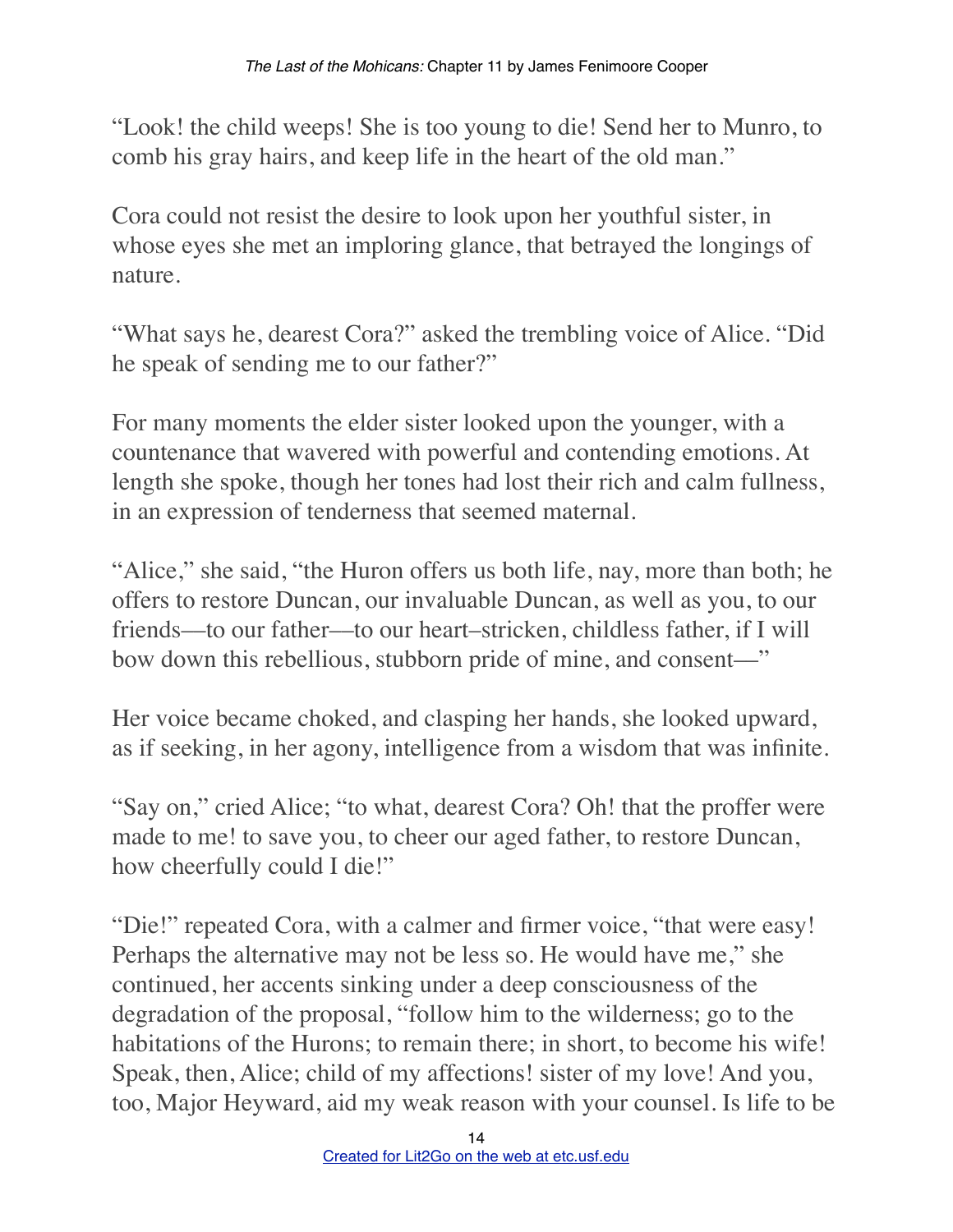"Look! the child weeps! She is too young to die! Send her to Munro, to comb his gray hairs, and keep life in the heart of the old man."

Cora could not resist the desire to look upon her youthful sister, in whose eyes she met an imploring glance, that betrayed the longings of nature.

"What says he, dearest Cora?" asked the trembling voice of Alice. "Did he speak of sending me to our father?"

For many moments the elder sister looked upon the younger, with a countenance that wavered with powerful and contending emotions. At length she spoke, though her tones had lost their rich and calm fullness, in an expression of tenderness that seemed maternal.

"Alice," she said, "the Huron offers us both life, nay, more than both; he offers to restore Duncan, our invaluable Duncan, as well as you, to our friends—to our father—to our heart–stricken, childless father, if I will bow down this rebellious, stubborn pride of mine, and consent—"

Her voice became choked, and clasping her hands, she looked upward, as if seeking, in her agony, intelligence from a wisdom that was infinite.

"Say on," cried Alice; "to what, dearest Cora? Oh! that the proffer were made to me! to save you, to cheer our aged father, to restore Duncan, how cheerfully could I die!"

"Die!" repeated Cora, with a calmer and firmer voice, "that were easy! Perhaps the alternative may not be less so. He would have me," she continued, her accents sinking under a deep consciousness of the degradation of the proposal, "follow him to the wilderness; go to the habitations of the Hurons; to remain there; in short, to become his wife! Speak, then, Alice; child of my affections! sister of my love! And you, too, Major Heyward, aid my weak reason with your counsel. Is life to be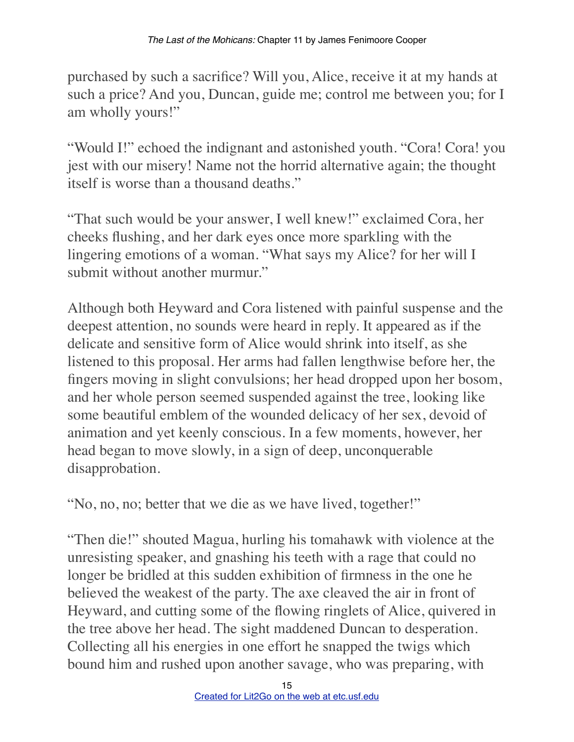purchased by such a sacrifice? Will you, Alice, receive it at my hands at such a price? And you, Duncan, guide me; control me between you; for I am wholly yours!"

"Would I!" echoed the indignant and astonished youth. "Cora! Cora! you jest with our misery! Name not the horrid alternative again; the thought itself is worse than a thousand deaths."

"That such would be your answer, I well knew!" exclaimed Cora, her cheeks flushing, and her dark eyes once more sparkling with the lingering emotions of a woman. "What says my Alice? for her will I submit without another murmur."

Although both Heyward and Cora listened with painful suspense and the deepest attention, no sounds were heard in reply. It appeared as if the delicate and sensitive form of Alice would shrink into itself, as she listened to this proposal. Her arms had fallen lengthwise before her, the fingers moving in slight convulsions; her head dropped upon her bosom, and her whole person seemed suspended against the tree, looking like some beautiful emblem of the wounded delicacy of her sex, devoid of animation and yet keenly conscious. In a few moments, however, her head began to move slowly, in a sign of deep, unconquerable disapprobation.

"No, no, no; better that we die as we have lived, together!"

"Then die!" shouted Magua, hurling his tomahawk with violence at the unresisting speaker, and gnashing his teeth with a rage that could no longer be bridled at this sudden exhibition of firmness in the one he believed the weakest of the party. The axe cleaved the air in front of Heyward, and cutting some of the flowing ringlets of Alice, quivered in the tree above her head. The sight maddened Duncan to desperation. Collecting all his energies in one effort he snapped the twigs which bound him and rushed upon another savage, who was preparing, with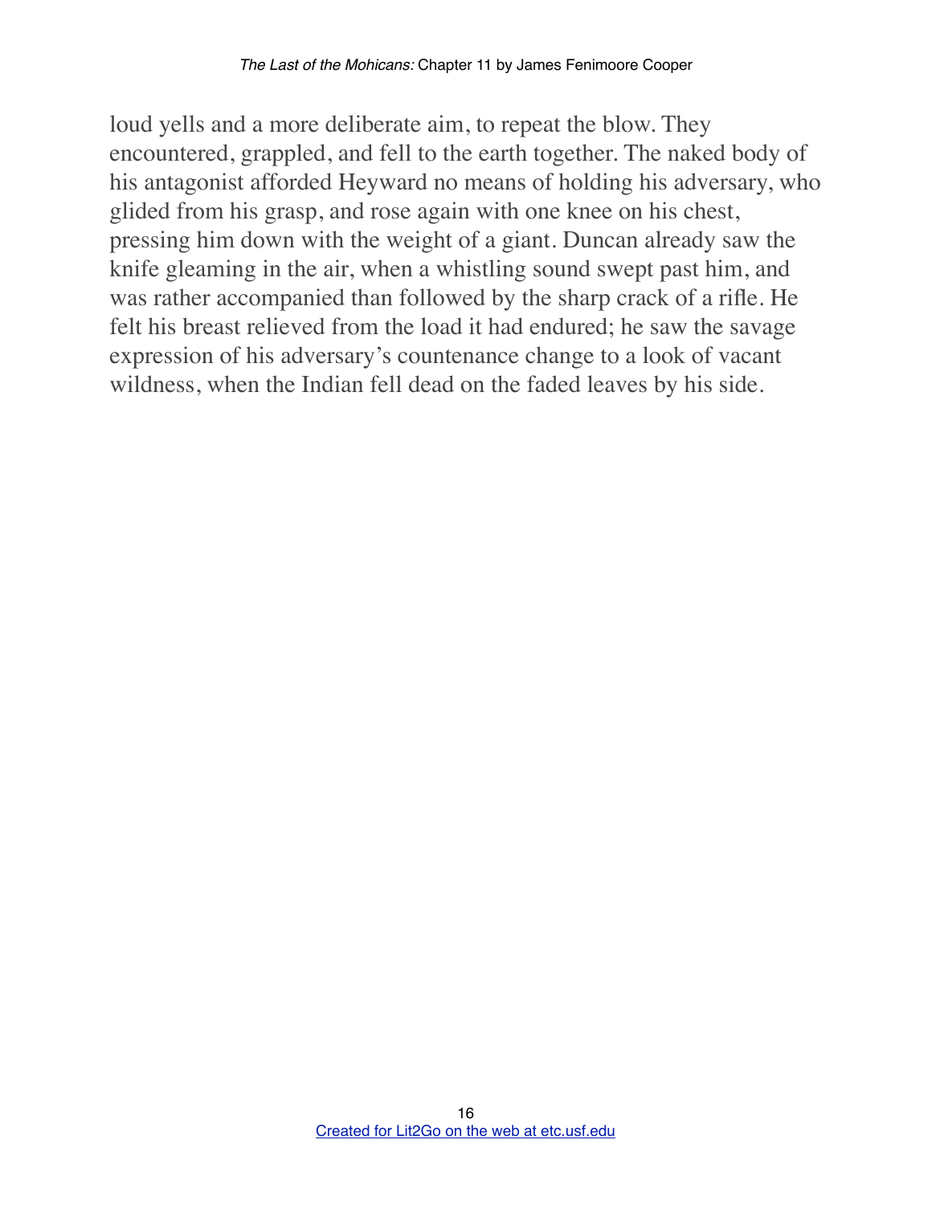loud yells and a more deliberate aim, to repeat the blow. They encountered, grappled, and fell to the earth together. The naked body of his antagonist afforded Heyward no means of holding his adversary, who glided from his grasp, and rose again with one knee on his chest, pressing him down with the weight of a giant. Duncan already saw the knife gleaming in the air, when a whistling sound swept past him, and was rather accompanied than followed by the sharp crack of a rifle. He felt his breast relieved from the load it had endured; he saw the savage expression of his adversary's countenance change to a look of vacant wildness, when the Indian fell dead on the faded leaves by his side.